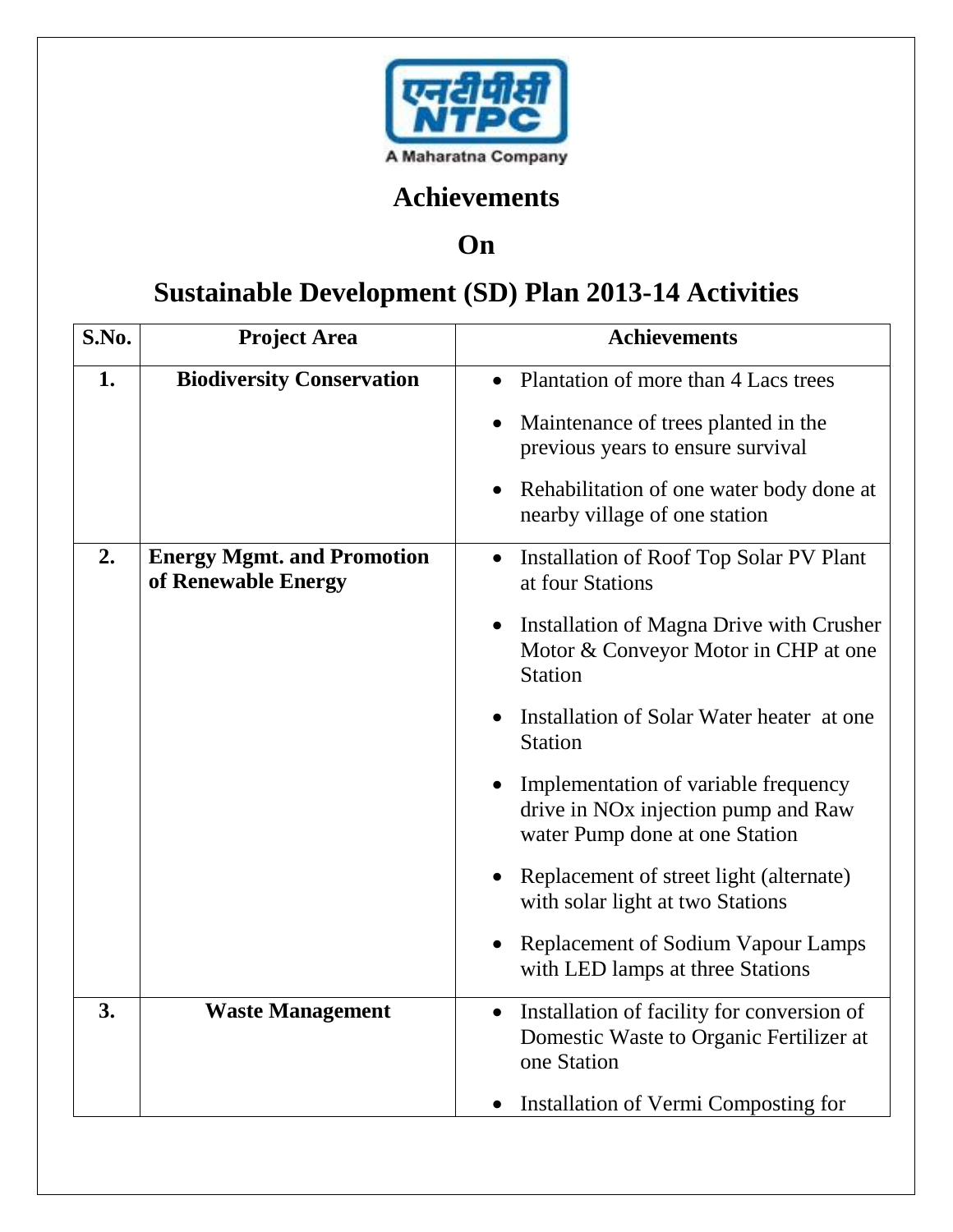# Achievements

# On

# Sustainable Development (SD) Plan 2013-14 Activities

| S.No. | Project Area | Achievements |
|---|---|---|
| **1.** | **Biodiversity Conservation** | • Plantation of more than 4 Lacs trees<br>• Maintenance of trees planted in the previous years to ensure survival<br>• Rehabilitation of one water body done at nearby village of one station |
| **2.** | **Energy Mgmt. and Promotion of Renewable Energy** | • Installation of Roof Top Solar PV Plant at four Stations<br>• Installation of Magna Drive with Crusher Motor & Conveyor Motor in CHP at one Station<br>• Installation of Solar Water heater at one Station<br>• Implementation of variable frequency drive in NOx injection pump and Raw water Pump done at one Station<br>• Replacement of street light (alternate) with solar light at two Stations<br>• Replacement of Sodium Vapour Lamps with LED lamps at three Stations |
| **3.** | **Waste Management** | • Installation of facility for conversion of Domestic Waste to Organic Fertilizer at one Station<br>• Installation of Vermi Composting for |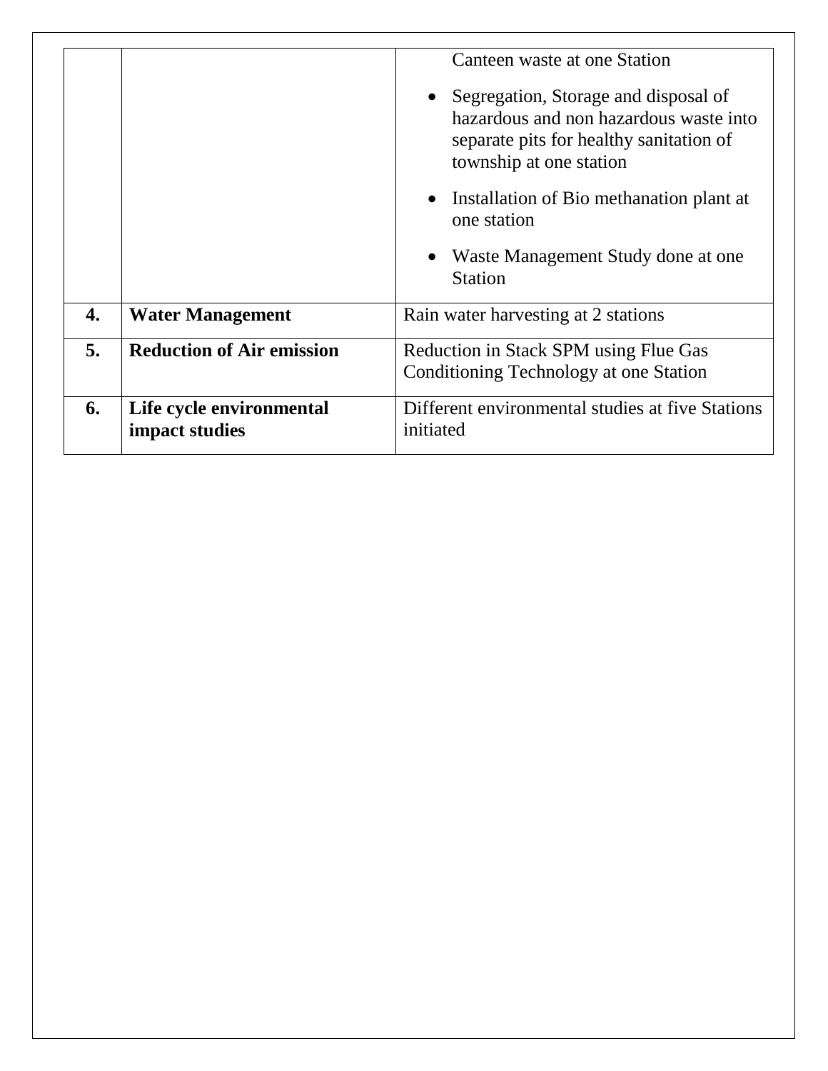| | | |
|---|---|---|
| | | Canteen waste at one Station<br>• Segregation, Storage and disposal of hazardous and non hazardous waste into separate pits for healthy sanitation of township at one station<br>• Installation of Bio methanation plant at one station<br>• Waste Management Study done at one Station |
| **4.** | **Water Management** | Rain water harvesting at 2 stations |
| **5.** | **Reduction of Air emission** | Reduction in Stack SPM using Flue Gas Conditioning Technology at one Station |
| **6.** | **Life cycle environmental impact studies** | Different environmental studies at five Stations initiated |